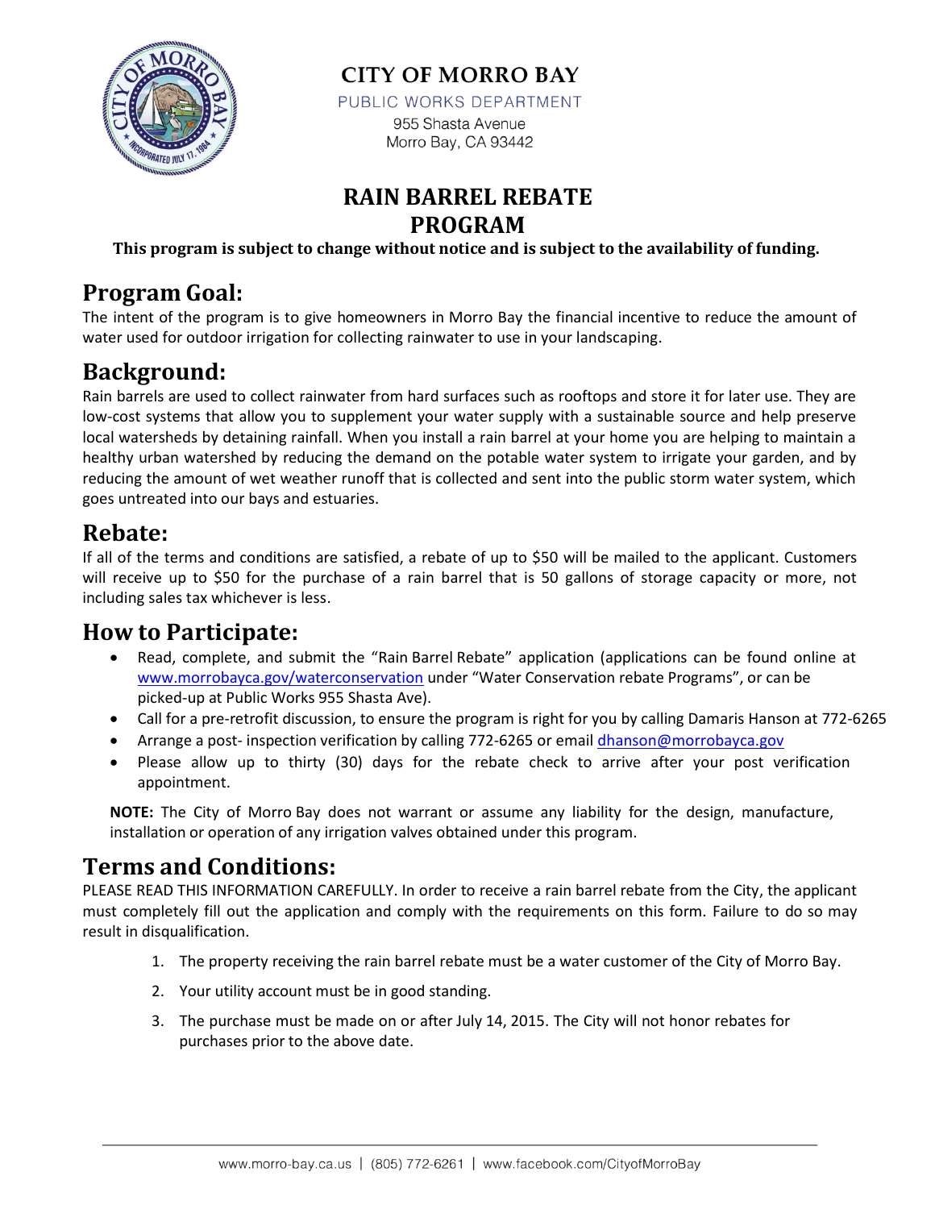# CITY OF MORRO BAY

PUBLIC WORKS DEPARTMENT

955 Shasta Avenue
Morro Bay, CA 93442

# RAIN BARREL REBATE PROGRAM

**This program is subject to change without notice and is subject to the availability of funding.**

## Program Goal:

The intent of the program is to give homeowners in Morro Bay the financial incentive to reduce the amount of water used for outdoor irrigation for collecting rainwater to use in your landscaping.

## Background:

Rain barrels are used to collect rainwater from hard surfaces such as rooftops and store it for later use. They are low-cost systems that allow you to supplement your water supply with a sustainable source and help preserve local watersheds by detaining rainfall. When you install a rain barrel at your home you are helping to maintain a healthy urban watershed by reducing the demand on the potable water system to irrigate your garden, and by reducing the amount of wet weather runoff that is collected and sent into the public storm water system, which goes untreated into our bays and estuaries.

## Rebate:

If all of the terms and conditions are satisfied, a rebate of up to $50 will be mailed to the applicant. Customers will receive up to $50 for the purchase of a rain barrel that is 50 gallons of storage capacity or more, not including sales tax whichever is less.

## How to Participate:

- Read, complete, and submit the "Rain Barrel Rebate" application (applications can be found online at www.morrobayca.gov/waterconservation under "Water Conservation rebate Programs", or can be picked-up at Public Works 955 Shasta Ave).
- Call for a pre-retrofit discussion, to ensure the program is right for you by calling Damaris Hanson at 772-6265
- Arrange a post- inspection verification by calling 772-6265 or email dhanson@morrobayca.gov
- Please allow up to thirty (30) days for the rebate check to arrive after your post verification appointment.

**NOTE:** The City of Morro Bay does not warrant or assume any liability for the design, manufacture, installation or operation of any irrigation valves obtained under this program.

## Terms and Conditions:

PLEASE READ THIS INFORMATION CAREFULLY. In order to receive a rain barrel rebate from the City, the applicant must completely fill out the application and comply with the requirements on this form. Failure to do so may result in disqualification.

1. The property receiving the rain barrel rebate must be a water customer of the City of Morro Bay.
2. Your utility account must be in good standing.
3. The purchase must be made on or after July 14, 2015. The City will not honor rebates for purchases prior to the above date.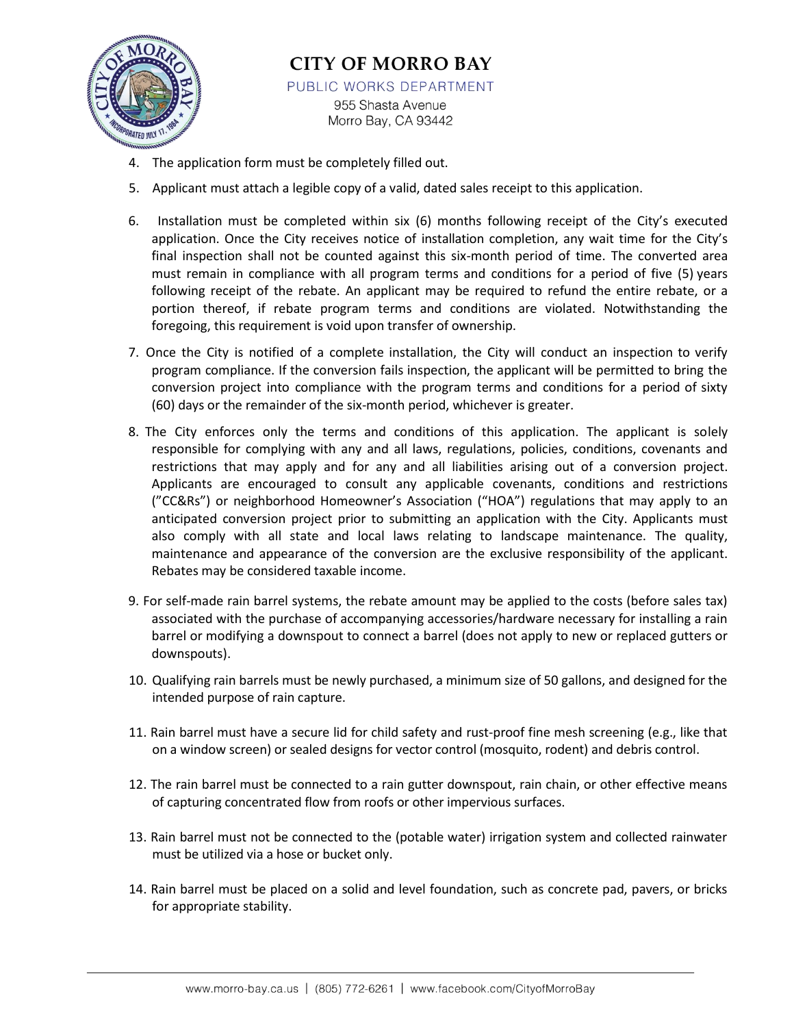4. The application form must be completely filled out.

5. Applicant must attach a legible copy of a valid, dated sales receipt to this application.

6. Installation must be completed within six (6) months following receipt of the City's executed application. Once the City receives notice of installation completion, any wait time for the City's final inspection shall not be counted against this six-month period of time. The converted area must remain in compliance with all program terms and conditions for a period of five (5) years following receipt of the rebate. An applicant may be required to refund the entire rebate, or a portion thereof, if rebate program terms and conditions are violated. Notwithstanding the foregoing, this requirement is void upon transfer of ownership.

7. Once the City is notified of a complete installation, the City will conduct an inspection to verify program compliance. If the conversion fails inspection, the applicant will be permitted to bring the conversion project into compliance with the program terms and conditions for a period of sixty (60) days or the remainder of the six-month period, whichever is greater.

8. The City enforces only the terms and conditions of this application. The applicant is solely responsible for complying with any and all laws, regulations, policies, conditions, covenants and restrictions that may apply and for any and all liabilities arising out of a conversion project. Applicants are encouraged to consult any applicable covenants, conditions and restrictions ("CC&Rs") or neighborhood Homeowner's Association ("HOA") regulations that may apply to an anticipated conversion project prior to submitting an application with the City. Applicants must also comply with all state and local laws relating to landscape maintenance. The quality, maintenance and appearance of the conversion are the exclusive responsibility of the applicant. Rebates may be considered taxable income.

9. For self-made rain barrel systems, the rebate amount may be applied to the costs (before sales tax) associated with the purchase of accompanying accessories/hardware necessary for installing a rain barrel or modifying a downspout to connect a barrel (does not apply to new or replaced gutters or downspouts).

10. Qualifying rain barrels must be newly purchased, a minimum size of 50 gallons, and designed for the intended purpose of rain capture.

11. Rain barrel must have a secure lid for child safety and rust-proof fine mesh screening (e.g., like that on a window screen) or sealed designs for vector control (mosquito, rodent) and debris control.

12. The rain barrel must be connected to a rain gutter downspout, rain chain, or other effective means of capturing concentrated flow from roofs or other impervious surfaces.

13. Rain barrel must not be connected to the (potable water) irrigation system and collected rainwater must be utilized via a hose or bucket only.

14. Rain barrel must be placed on a solid and level foundation, such as concrete pad, pavers, or bricks for appropriate stability.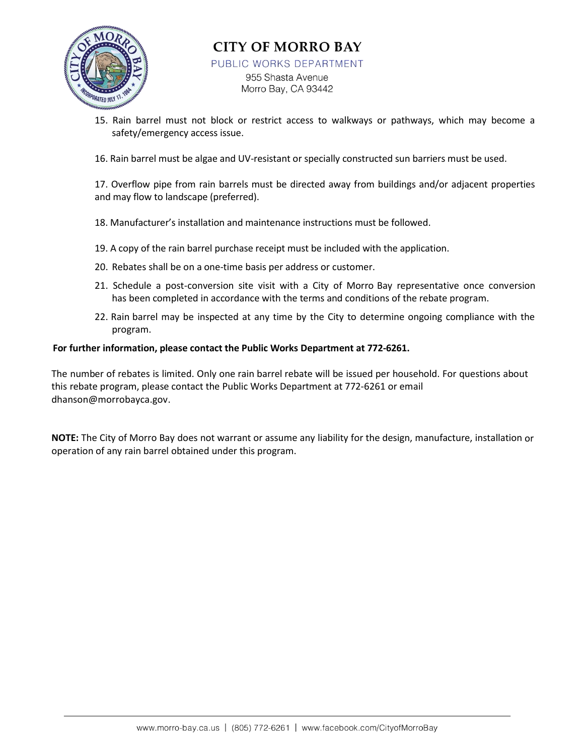15. Rain barrel must not block or restrict access to walkways or pathways, which may become a safety/emergency access issue.

16. Rain barrel must be algae and UV-resistant or specially constructed sun barriers must be used.

17. Overflow pipe from rain barrels must be directed away from buildings and/or adjacent properties and may flow to landscape (preferred).

18. Manufacturer's installation and maintenance instructions must be followed.

19. A copy of the rain barrel purchase receipt must be included with the application.

20. Rebates shall be on a one-time basis per address or customer.

21. Schedule a post-conversion site visit with a City of Morro Bay representative once conversion has been completed in accordance with the terms and conditions of the rebate program.

22. Rain barrel may be inspected at any time by the City to determine ongoing compliance with the program.

**For further information, please contact the Public Works Department at 772-6261.**

The number of rebates is limited. Only one rain barrel rebate will be issued per household. For questions about this rebate program, please contact the Public Works Department at 772-6261 or email dhanson@morrobayca.gov.

**NOTE:** The City of Morro Bay does not warrant or assume any liability for the design, manufacture, installation or operation of any rain barrel obtained under this program.